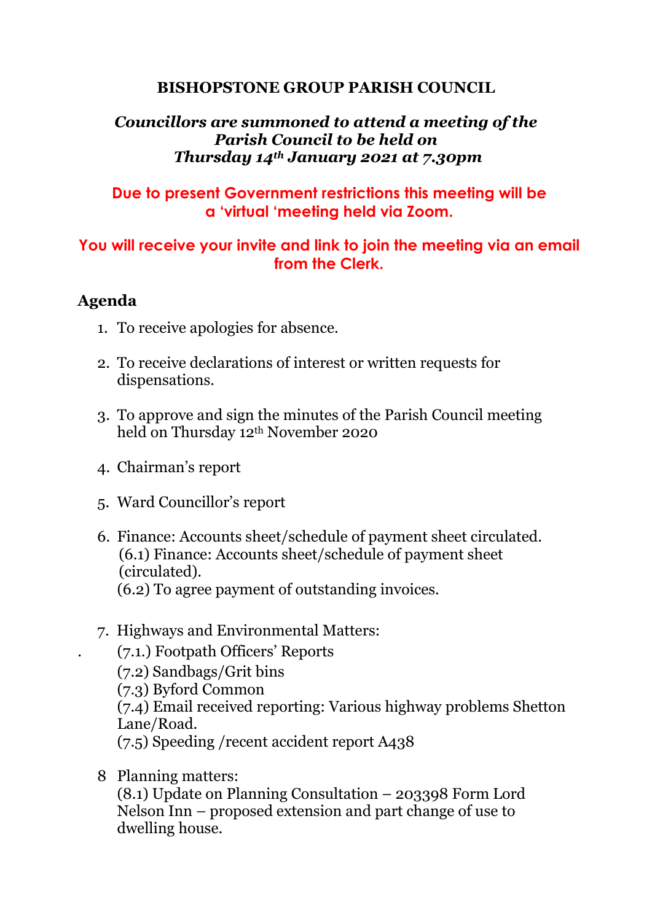# BISHOPSTONE GROUP PARISH COUNCIL

***Councillors are summoned to attend a meeting of the Parish Council to be held on Thursday 14th January 2021 at 7.30pm***

**Due to present Government restrictions this meeting will be a 'virtual 'meeting held via Zoom.**

**You will receive your invite and link to join the meeting via an email from the Clerk.**

## Agenda

1. To receive apologies for absence.

2. To receive declarations of interest or written requests for dispensations.

3. To approve and sign the minutes of the Parish Council meeting held on Thursday 12th November 2020

4. Chairman's report

5. Ward Councillor's report

6. Finance: Accounts sheet/schedule of payment sheet circulated.
   (6.1) Finance: Accounts sheet/schedule of payment sheet (circulated).
   (6.2) To agree payment of outstanding invoices.

7. Highways and Environmental Matters:
   (7.1.) Footpath Officers' Reports
   (7.2) Sandbags/Grit bins
   (7.3) Byford Common
   (7.4) Email received reporting: Various highway problems Shetton Lane/Road.
   (7.5) Speeding /recent accident report A438

8. Planning matters:
   (8.1) Update on Planning Consultation – 203398 Form Lord Nelson Inn – proposed extension and part change of use to dwelling house.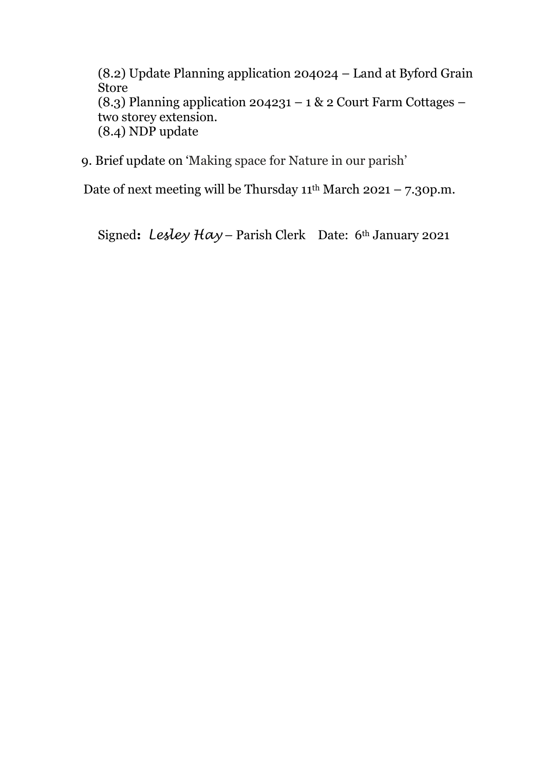(8.2) Update Planning application 204024 – Land at Byford Grain Store
(8.3) Planning application 204231 – 1 & 2 Court Farm Cottages – two storey extension.
(8.4) NDP update

9. Brief update on 'Making space for Nature in our parish'

Date of next meeting will be Thursday 11th March 2021 – 7.30p.m.

Signed**:** *Lesley Hay* – Parish Clerk    Date: 6th January 2021